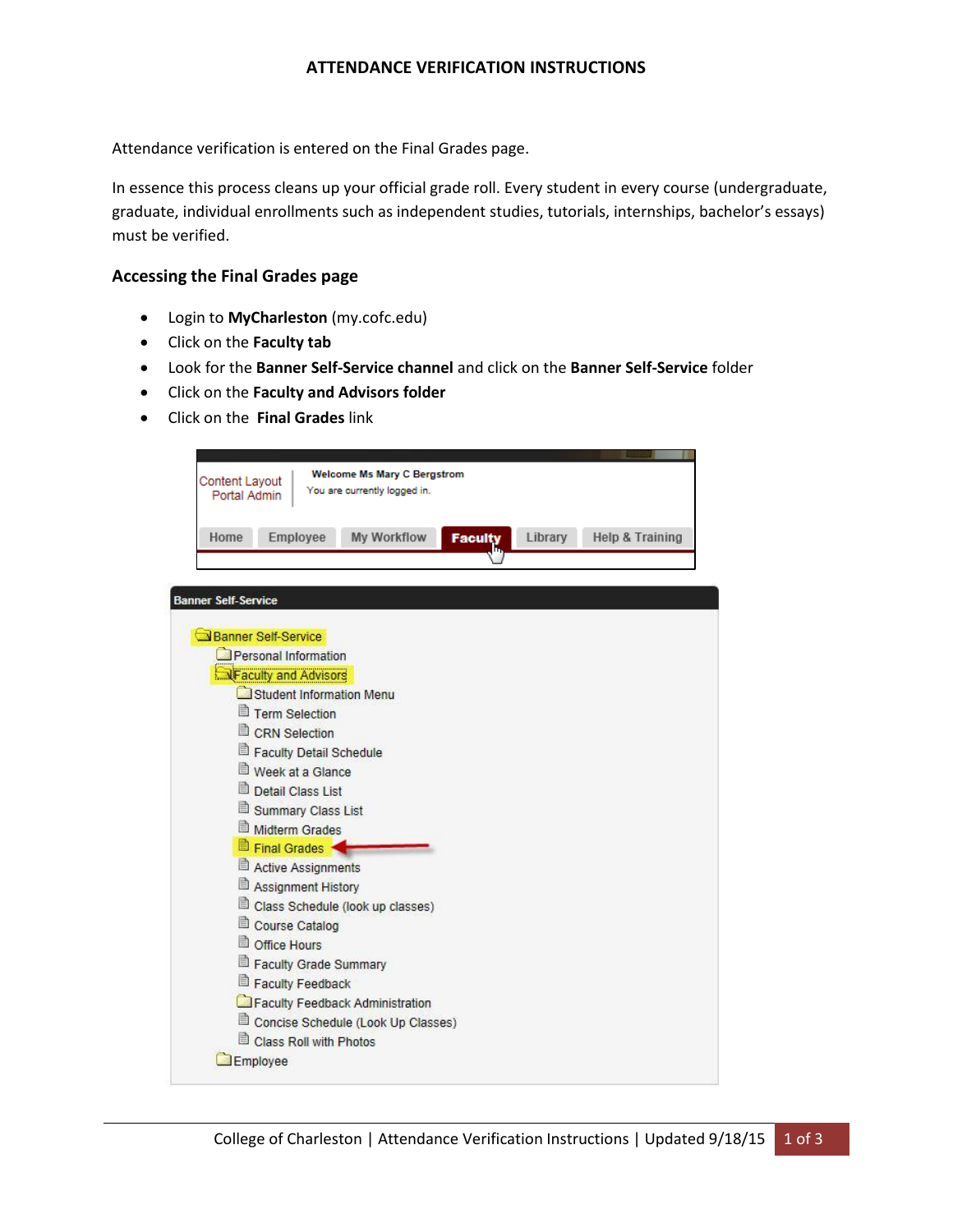# ATTENDANCE VERIFICATION INSTRUCTIONS

Attendance verification is entered on the Final Grades page.

In essence this process cleans up your official grade roll. Every student in every course (undergraduate, graduate, individual enrollments such as independent studies, tutorials, internships, bachelor's essays) must be verified.

## Accessing the Final Grades page

- Login to **MyCharleston** (my.cofc.edu)
- Click on the **Faculty tab**
- Look for the **Banner Self-Service channel** and click on the **Banner Self-Service** folder
- Click on the **Faculty and Advisors folder**
- Click on the **Final Grades** link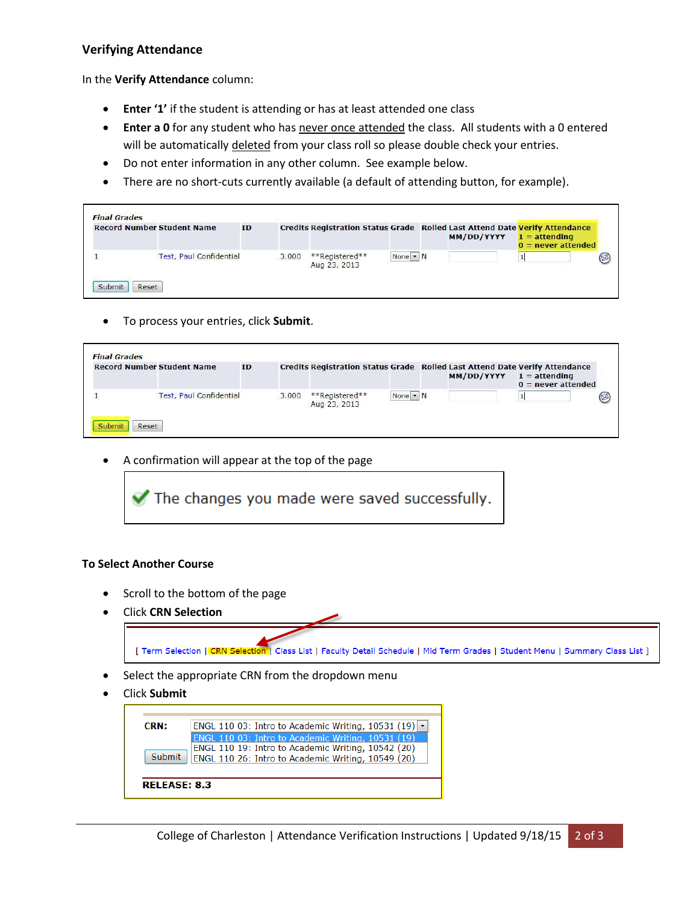## Verifying Attendance

In the **Verify Attendance** column:

- **Enter '1'** if the student is attending or has at least attended one class
- **Enter a 0** for any student who has never once attended the class. All students with a 0 entered will be automatically deleted from your class roll so please double check your entries.
- Do not enter information in any other column. See example below.
- There are no short-cuts currently available (a default of attending button, for example).

*Final Grades*

| Record Number | Student Name | ID | Credits | Registration Status | Grade | Rolled | Last Attend Date MM/DD/YYYY | Verify Attendance 1 = attending 0 = never attended |
|---|---|---|---|---|---|---|---|---|
| 1 | Test, Paul Confidential | | 3.000 | **Registered** Aug 23, 2013 | None | N | | 1 |

Submit | Reset

- To process your entries, click **Submit**.

*Final Grades*

| Record Number | Student Name | ID | Credits | Registration Status | Grade | Rolled | Last Attend Date MM/DD/YYYY | Verify Attendance 1 = attending 0 = never attended |
|---|---|---|---|---|---|---|---|---|
| 1 | Test, Paul Confidential | | 3.000 | **Registered** Aug 23, 2013 | None | N | | 1 |

Submit | Reset

- A confirmation will appear at the top of the page

> ✔ The changes you made were saved successfully.

## To Select Another Course

- Scroll to the bottom of the page
- Click **CRN Selection**

[ Term Selection | CRN Selection | Class List | Faculty Detail Schedule | Mid Term Grades | Student Menu | Summary Class List ]

- Select the appropriate CRN from the dropdown menu
- Click **Submit**

**CRN:** ENGL 110 03: Intro to Academic Writing, 10531 (19)

- ENGL 110 03: Intro to Academic Writing, 10531 (19)
- ENGL 110 19: Intro to Academic Writing, 10542 (20)
- ENGL 110 26: Intro to Academic Writing, 10549 (20)

Submit

**RELEASE: 8.3**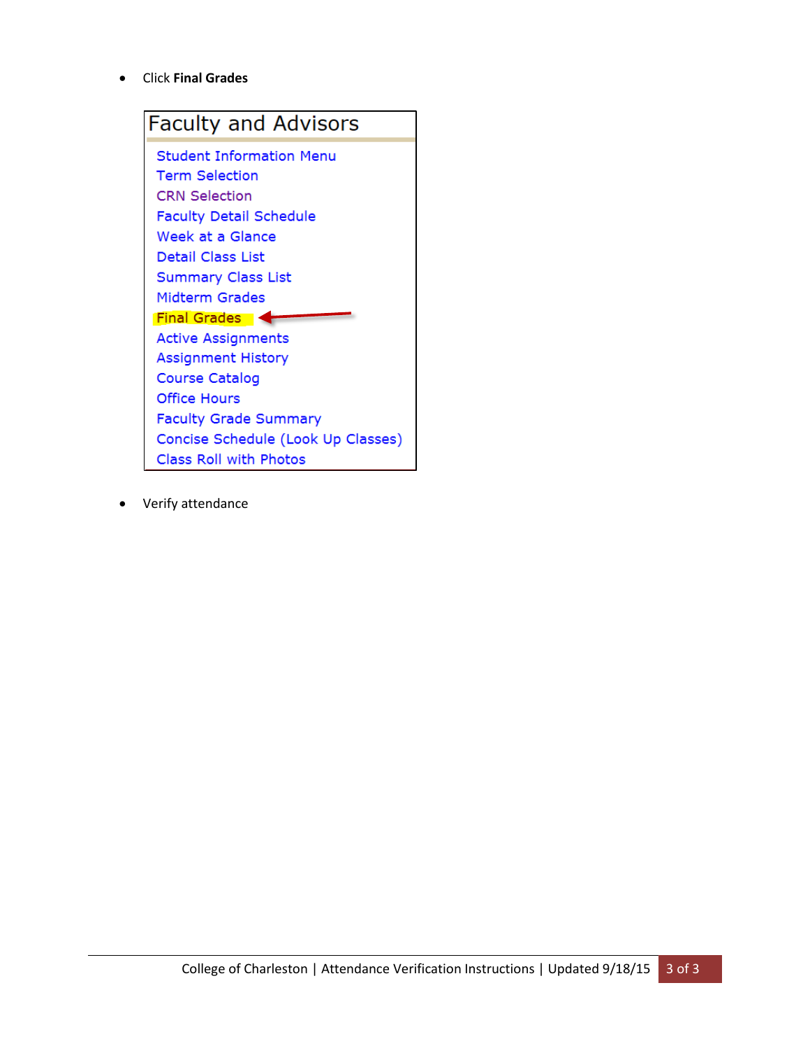- Click **Final Grades**

Faculty and Advisors

Student Information Menu
Term Selection
CRN Selection
Faculty Detail Schedule
Week at a Glance
Detail Class List
Summary Class List
Midterm Grades
Final Grades
Active Assignments
Assignment History
Course Catalog
Office Hours
Faculty Grade Summary
Concise Schedule (Look Up Classes)
Class Roll with Photos

- Verify attendance